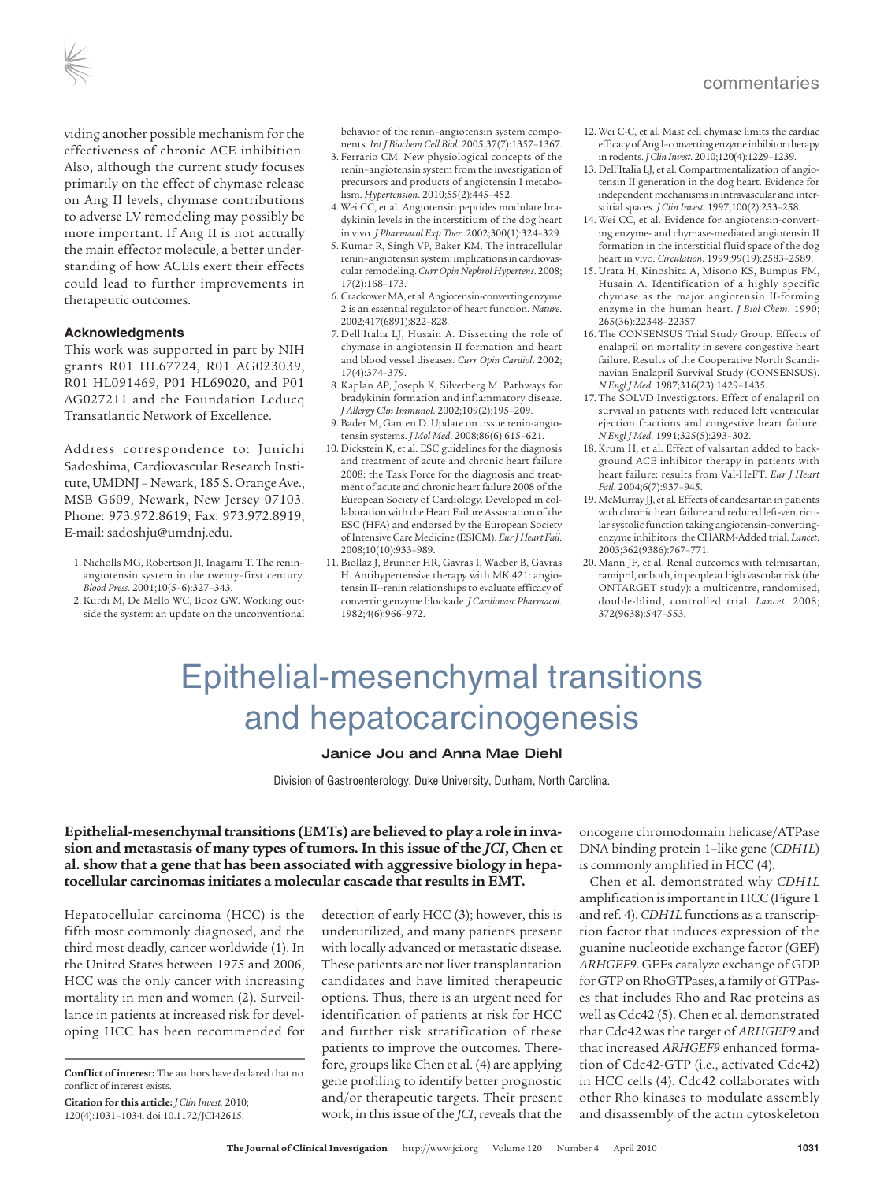viding another possible mechanism for the effectiveness of chronic ACE inhibition. Also, although the current study focuses primarily on the effect of chymase release on Ang II levels, chymase contributions to adverse LV remodeling may possibly be more important. If Ang II is not actually the main effector molecule, a better understanding of how ACEIs exert their effects could lead to further improvements in therapeutic outcomes.

### Acknowledgments

This work was supported in part by NIH grants R01 HL67724, R01 AG023039, R01 HL091469, P01 HL69020, and P01 AG027211 and the Foundation Leducq Transatlantic Network of Excellence.

Address correspondence to: Junichi Sadoshima, Cardiovascular Research Institute, UMDNJ – Newark, 185 S. Orange Ave., MSB G609, Newark, New Jersey 07103. Phone: 973.972.8619; Fax: 973.972.8919; E-mail: sadoshju@umdnj.edu.

1. Nicholls MG, Robertson JI, Inagami T. The renin–angiotensin system in the twenty-first century. *Blood Press*. 2001;10(5–6):327–343.
2. Kurdi M, De Mello WC, Booz GW. Working outside the system: an update on the unconventional behavior of the renin–angiotensin system components. *Int J Biochem Cell Biol*. 2005;37(7):1357–1367.
3. Ferrario CM. New physiological concepts of the renin–angiotensin system from the investigation of precursors and products of angiotensin I metabolism. *Hypertension*. 2010;55(2):445–452.
4. Wei CC, et al. Angiotensin peptides modulate bradykinin levels in the interstitium of the dog heart in vivo. *J Pharmacol Exp Ther*. 2002;300(1):324–329.
5. Kumar R, Singh VP, Baker KM. The intracellular renin–angiotensin system: implications in cardiovascular remodeling. *Curr Opin Nephrol Hypertens*. 2008;17(2):168–173.
6. Crackower MA, et al. Angiotensin-converting enzyme 2 is an essential regulator of heart function. *Nature*. 2002;417(6891):822–828.
7. Dell'Italia LJ, Husain A. Dissecting the role of chymase in angiotensin II formation and heart and blood vessel diseases. *Curr Opin Cardiol*. 2002;17(4):374–379.
8. Kaplan AP, Joseph K, Silverberg M. Pathways for bradykinin formation and inflammatory disease. *J Allergy Clin Immunol*. 2002;109(2):195–209.
9. Bader M, Ganten D. Update on tissue renin-angiotensin systems. *J Mol Med*. 2008;86(6):615–621.
10. Dickstein K, et al. ESC guidelines for the diagnosis and treatment of acute and chronic heart failure 2008: the Task Force for the diagnosis and treatment of acute and chronic heart failure 2008 of the European Society of Cardiology. Developed in collaboration with the Heart Failure Association of the ESC (HFA) and endorsed by the European Society of Intensive Care Medicine (ESICM). *Eur J Heart Fail*. 2008;10(10):933–989.
11. Biollaz J, Brunner HR, Gavras I, Waeber B, Gavras H. Antihypertensive therapy with MK 421: angiotensin II--renin relationships to evaluate efficacy of converting enzyme blockade. *J Cardiovasc Pharmacol*. 1982;4(6):966–972.
12. Wei C-C, et al. Mast cell chymase limits the cardiac efficacy of Ang I–converting enzyme inhibitor therapy in rodents. *J Clin Invest*. 2010;120(4):1229–1239.
13. Dell'Italia LJ, et al. Compartmentalization of angiotensin II generation in the dog heart. Evidence for independent mechanisms in intravascular and interstitial spaces. *J Clin Invest*. 1997;100(2):253–258.
14. Wei CC, et al. Evidence for angiotensin-converting enzyme- and chymase-mediated angiotensin II formation in the interstitial fluid space of the dog heart in vivo. *Circulation*. 1999;99(19):2583–2589.
15. Urata H, Kinoshita A, Misono KS, Bumpus FM, Husain A. Identification of a highly specific chymase as the major angiotensin II-forming enzyme in the human heart. *J Biol Chem*. 1990;265(36):22348–22357.
16. The CONSENSUS Trial Study Group. Effects of enalapril on mortality in severe congestive heart failure. Results of the Cooperative North Scandinavian Enalapril Survival Study (CONSENSUS). *N Engl J Med*. 1987;316(23):1429–1435.
17. The SOLVD Investigators. Effect of enalapril on survival in patients with reduced left ventricular ejection fractions and congestive heart failure. *N Engl J Med*. 1991;325(5):293–302.
18. Krum H, et al. Effect of valsartan added to background ACE inhibitor therapy in patients with heart failure: results from Val-HeFT. *Eur J Heart Fail*. 2004;6(7):937–945.
19. McMurray JJ, et al. Effects of candesartan in patients with chronic heart failure and reduced left-ventricular systolic function taking angiotensin-converting-enzyme inhibitors: the CHARM-Added trial. *Lancet*. 2003;362(9386):767–771.
20. Mann JF, et al. Renal outcomes with telmisartan, ramipril, or both, in people at high vascular risk (the ONTARGET study): a multicentre, randomised, double-blind, controlled trial. *Lancet*. 2008;372(9638):547–553.

# Epithelial-mesenchymal transitions and hepatocarcinogenesis

**Janice Jou and Anna Mae Diehl**

Division of Gastroenterology, Duke University, Durham, North Carolina.

**Epithelial-mesenchymal transitions (EMTs) are believed to play a role in invasion and metastasis of many types of tumors. In this issue of the *JCI*, Chen et al. show that a gene that has been associated with aggressive biology in hepatocellular carcinomas initiates a molecular cascade that results in EMT.**

Hepatocellular carcinoma (HCC) is the fifth most commonly diagnosed, and the third most deadly, cancer worldwide (1). In the United States between 1975 and 2006, HCC was the only cancer with increasing mortality in men and women (2). Surveillance in patients at increased risk for developing HCC has been recommended for detection of early HCC (3); however, this is underutilized, and many patients present with locally advanced or metastatic disease. These patients are not liver transplantation candidates and have limited therapeutic options. Thus, there is an urgent need for identification of patients at risk for HCC and further risk stratification of these patients to improve the outcomes. Therefore, groups like Chen et al. (4) are applying gene profiling to identify better prognostic and/or therapeutic targets. Their present work, in this issue of the *JCI*, reveals that the oncogene chromodomain helicase/ATPase DNA binding protein 1–like gene (*CDH1L*) is commonly amplified in HCC (4).

Chen et al. demonstrated why *CDH1L* amplification is important in HCC (Figure 1 and ref. 4). *CDH1L* functions as a transcription factor that induces expression of the guanine nucleotide exchange factor (GEF) *ARHGEF9*. GEFs catalyze exchange of GDP for GTP on RhoGTPases, a family of GTPases that includes Rho and Rac proteins as well as Cdc42 (5). Chen et al. demonstrated that Cdc42 was the target of *ARHGEF9* and that increased *ARHGEF9* enhanced formation of Cdc42-GTP (i.e., activated Cdc42) in HCC cells (4). Cdc42 collaborates with other Rho kinases to modulate assembly and disassembly of the actin cytoskeleton

**Conflict of interest:** The authors have declared that no conflict of interest exists.

**Citation for this article:** *J Clin Invest*. 2010;120(4):1031–1034. doi:10.1172/JCI42615.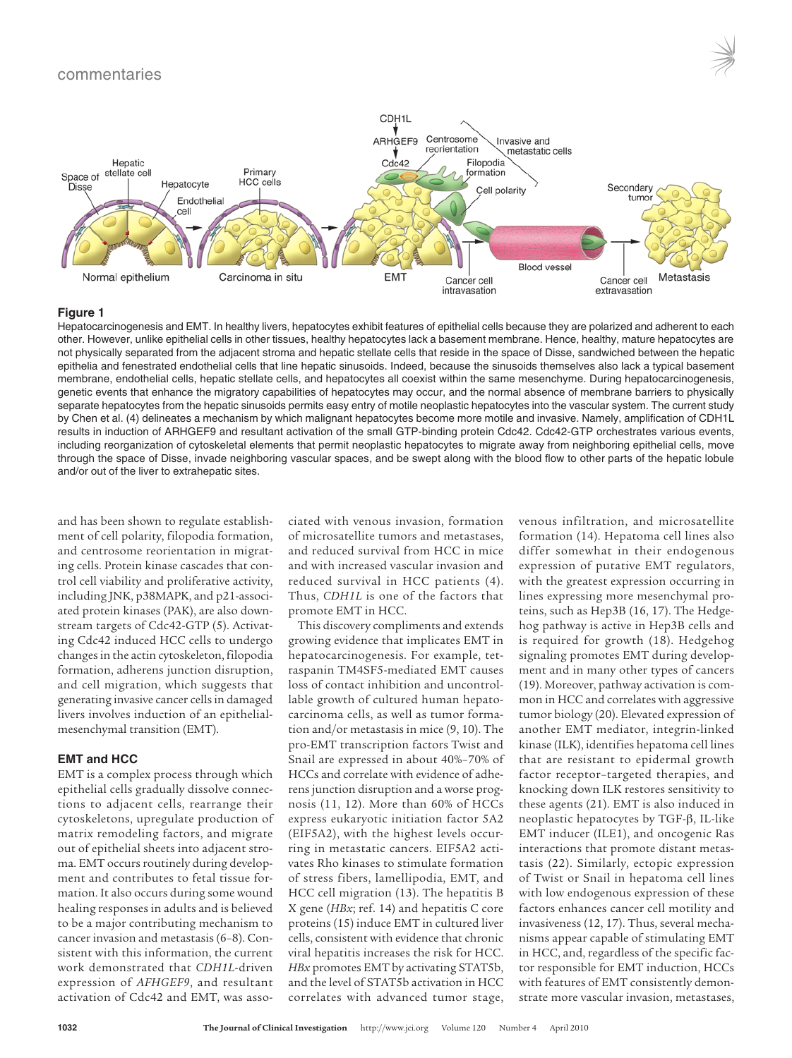**Figure 1**

Hepatocarcinogenesis and EMT. In healthy livers, hepatocytes exhibit features of epithelial cells because they are polarized and adherent to each other. However, unlike epithelial cells in other tissues, healthy hepatocytes lack a basement membrane. Hence, healthy, mature hepatocytes are not physically separated from the adjacent stroma and hepatic stellate cells that reside in the space of Disse, sandwiched between the hepatic epithelia and fenestrated endothelial cells that line hepatic sinusoids. Indeed, because the sinusoids themselves also lack a typical basement membrane, endothelial cells, hepatic stellate cells, and hepatocytes all coexist within the same mesenchyme. During hepatocarcinogenesis, genetic events that enhance the migratory capabilities of hepatocytes may occur, and the normal absence of membrane barriers to physically separate hepatocytes from the hepatic sinusoids permits easy entry of motile neoplastic hepatocytes into the vascular system. The current study by Chen et al. (4) delineates a mechanism by which malignant hepatocytes become more motile and invasive. Namely, amplification of CDH1L results in induction of ARHGEF9 and resultant activation of the small GTP-binding protein Cdc42. Cdc42-GTP orchestrates various events, including reorganization of cytoskeletal elements that permit neoplastic hepatocytes to migrate away from neighboring epithelial cells, move through the space of Disse, invade neighboring vascular spaces, and be swept along with the blood flow to other parts of the hepatic lobule and/or out of the liver to extrahepatic sites.

and has been shown to regulate establishment of cell polarity, filopodia formation, and centrosome reorientation in migrating cells. Protein kinase cascades that control cell viability and proliferative activity, including JNK, p38MAPK, and p21-associated protein kinases (PAK), are also downstream targets of Cdc42-GTP (5). Activating Cdc42 induced HCC cells to undergo changes in the actin cytoskeleton, filopodia formation, adherens junction disruption, and cell migration, which suggests that generating invasive cancer cells in damaged livers involves induction of an epithelial-mesenchymal transition (EMT).

### EMT and HCC

EMT is a complex process through which epithelial cells gradually dissolve connections to adjacent cells, rearrange their cytoskeletons, upregulate production of matrix remodeling factors, and migrate out of epithelial sheets into adjacent stroma. EMT occurs routinely during development and contributes to fetal tissue formation. It also occurs during some wound healing responses in adults and is believed to be a major contributing mechanism to cancer invasion and metastasis (6–8). Consistent with this information, the current work demonstrated that *CDH1L*-driven expression of *AFHGEF9*, and resultant activation of Cdc42 and EMT, was associated with venous invasion, formation of microsatellite tumors and metastases, and reduced survival from HCC in mice and with increased vascular invasion and reduced survival in HCC patients (4). Thus, *CDH1L* is one of the factors that promote EMT in HCC.

This discovery compliments and extends growing evidence that implicates EMT in hepatocarcinogenesis. For example, tetraspanin TM4SF5-mediated EMT causes loss of contact inhibition and uncontrollable growth of cultured human hepatocarcinoma cells, as well as tumor formation and/or metastasis in mice (9, 10). The pro-EMT transcription factors Twist and Snail are expressed in about 40%–70% of HCCs and correlate with evidence of adherens junction disruption and a worse prognosis (11, 12). More than 60% of HCCs express eukaryotic initiation factor 5A2 (EIF5A2), with the highest levels occurring in metastatic cancers. EIF5A2 activates Rho kinases to stimulate formation of stress fibers, lamellipodia, EMT, and HCC cell migration (13). The hepatitis B X gene (*HBx*; ref. 14) and hepatitis C core proteins (15) induce EMT in cultured liver cells, consistent with evidence that chronic viral hepatitis increases the risk for HCC. *HBx* promotes EMT by activating STAT5b, and the level of STAT5b activation in HCC correlates with advanced tumor stage, venous infiltration, and microsatellite formation (14). Hepatoma cell lines also differ somewhat in their endogenous expression of putative EMT regulators, with the greatest expression occurring in lines expressing more mesenchymal proteins, such as Hep3B (16, 17). The Hedgehog pathway is active in Hep3B cells and is required for growth (18). Hedgehog signaling promotes EMT during development and in many other types of cancers (19). Moreover, pathway activation is common in HCC and correlates with aggressive tumor biology (20). Elevated expression of another EMT mediator, integrin-linked kinase (ILK), identifies hepatoma cell lines that are resistant to epidermal growth factor receptor–targeted therapies, and knocking down ILK restores sensitivity to these agents (21). EMT is also induced in neoplastic hepatocytes by TGF-β, IL-like EMT inducer (ILE1), and oncogenic Ras interactions that promote distant metastasis (22). Similarly, ectopic expression of Twist or Snail in hepatoma cell lines with low endogenous expression of these factors enhances cancer cell motility and invasiveness (12, 17). Thus, several mechanisms appear capable of stimulating EMT in HCC, and, regardless of the specific factor responsible for EMT induction, HCCs with features of EMT consistently demonstrate more vascular invasion, metastases,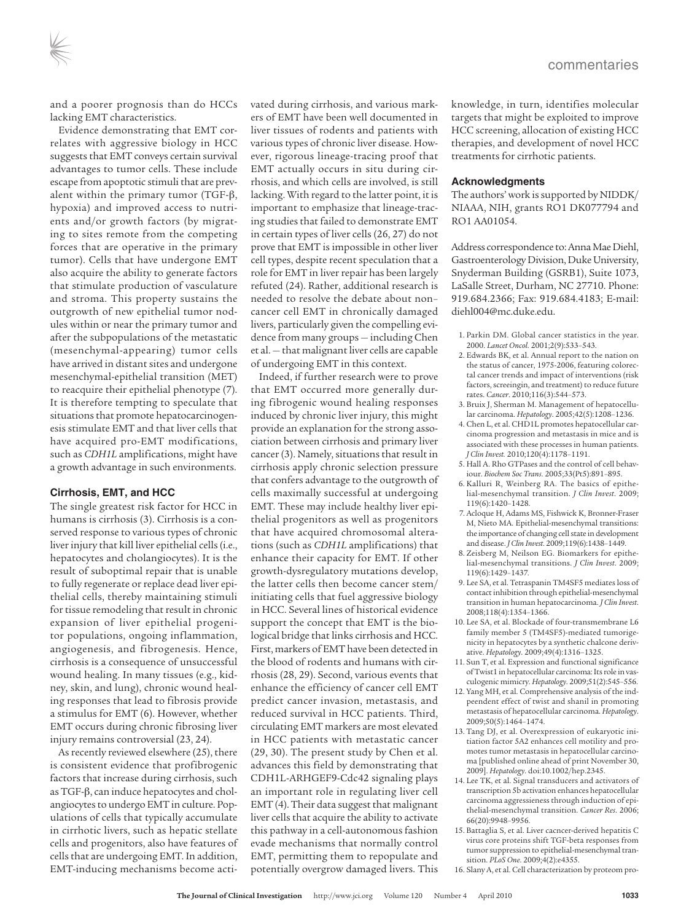and a poorer prognosis than do HCCs lacking EMT characteristics.

Evidence demonstrating that EMT correlates with aggressive biology in HCC suggests that EMT conveys certain survival advantages to tumor cells. These include escape from apoptotic stimuli that are prevalent within the primary tumor (TGF-β, hypoxia) and improved access to nutrients and/or growth factors (by migrating to sites remote from the competing forces that are operative in the primary tumor). Cells that have undergone EMT also acquire the ability to generate factors that stimulate production of vasculature and stroma. This property sustains the outgrowth of new epithelial tumor nodules within or near the primary tumor and after the subpopulations of the metastatic (mesenchymal-appearing) tumor cells have arrived in distant sites and undergone mesenchymal-epithelial transition (MET) to reacquire their epithelial phenotype (7). It is therefore tempting to speculate that situations that promote hepatocarcinogenesis stimulate EMT and that liver cells that have acquired pro-EMT modifications, such as *CDH1L* amplifications, might have a growth advantage in such environments.

### Cirrhosis, EMT, and HCC

The single greatest risk factor for HCC in humans is cirrhosis (3). Cirrhosis is a conserved response to various types of chronic liver injury that kill liver epithelial cells (i.e., hepatocytes and cholangiocytes). It is the result of suboptimal repair that is unable to fully regenerate or replace dead liver epithelial cells, thereby maintaining stimuli for tissue remodeling that result in chronic expansion of liver epithelial progenitor populations, ongoing inflammation, angiogenesis, and fibrogenesis. Hence, cirrhosis is a consequence of unsuccessful wound healing. In many tissues (e.g., kidney, skin, and lung), chronic wound healing responses that lead to fibrosis provide a stimulus for EMT (6). However, whether EMT occurs during chronic fibrosing liver injury remains controversial (23, 24).

As recently reviewed elsewhere (25), there is consistent evidence that profibrogenic factors that increase during cirrhosis, such as TGF-β, can induce hepatocytes and cholangiocytes to undergo EMT in culture. Populations of cells that typically accumulate in cirrhotic livers, such as hepatic stellate cells and progenitors, also have features of cells that are undergoing EMT. In addition, EMT-inducing mechanisms become activated during cirrhosis, and various markers of EMT have been well documented in liver tissues of rodents and patients with various types of chronic liver disease. However, rigorous lineage-tracing proof that EMT actually occurs in situ during cirrhosis, and which cells are involved, is still lacking. With regard to the latter point, it is important to emphasize that lineage-tracing studies that failed to demonstrate EMT in certain types of liver cells (26, 27) do not prove that EMT is impossible in other liver cell types, despite recent speculation that a role for EMT in liver repair has been largely refuted (24). Rather, additional research is needed to resolve the debate about non–cancer cell EMT in chronically damaged livers, particularly given the compelling evidence from many groups — including Chen et al. — that malignant liver cells are capable of undergoing EMT in this context.

Indeed, if further research were to prove that EMT occurred more generally during fibrogenic wound healing responses induced by chronic liver injury, this might provide an explanation for the strong association between cirrhosis and primary liver cancer (3). Namely, situations that result in cirrhosis apply chronic selection pressure that confers advantage to the outgrowth of cells maximally successful at undergoing EMT. These may include healthy liver epithelial progenitors as well as progenitors that have acquired chromosomal alterations (such as *CDH1L* amplifications) that enhance their capacity for EMT. If other growth-dysregulatory mutations develop, the latter cells then become cancer stem/initiating cells that fuel aggressive biology in HCC. Several lines of historical evidence support the concept that EMT is the biological bridge that links cirrhosis and HCC. First, markers of EMT have been detected in the blood of rodents and humans with cirrhosis (28, 29). Second, various events that enhance the efficiency of cancer cell EMT predict cancer invasion, metastasis, and reduced survival in HCC patients. Third, circulating EMT markers are most elevated in HCC patients with metastatic cancer (29, 30). The present study by Chen et al. advances this field by demonstrating that CDH1L-ARHGEF9-Cdc42 signaling plays an important role in regulating liver cell EMT (4). Their data suggest that malignant liver cells that acquire the ability to activate this pathway in a cell-autonomous fashion evade mechanisms that normally control EMT, permitting them to repopulate and potentially overgrow damaged livers. This knowledge, in turn, identifies molecular targets that might be exploited to improve HCC screening, allocation of existing HCC therapies, and development of novel HCC treatments for cirrhotic patients.

### Acknowledgments

The authors' work is supported by NIDDK/NIAAA, NIH, grants RO1 DK077794 and RO1 AA01054.

Address correspondence to: Anna Mae Diehl, Gastroenterology Division, Duke University, Snyderman Building (GSRB1), Suite 1073, LaSalle Street, Durham, NC 27710. Phone: 919.684.2366; Fax: 919.684.4183; E-mail: diehl004@mc.duke.edu.

1. Parkin DM. Global cancer statistics in the year. 2000. *Lancet Oncol.* 2001;2(9):533–543.
2. Edwards BK, et al. Annual report to the nation on the status of cancer, 1975-2006, featuring colorectal cancer trends and impact of interventions (risk factors, screeingin, and treatment) to reduce future rates. *Cancer.* 2010;116(3):544–573.
3. Bruix J, Sherman M. Management of hepatocellular carcinoma. *Hepatology.* 2005;42(5):1208–1236.
4. Chen L, et al. CHD1L promotes hepatocellular carcinoma progression and metastasis in mice and is associated with these processes in human patients. *J Clin Invest.* 2010;120(4):1178–1191.
5. Hall A. Rho GTPases and the control of cell behaviour. *Biochem Soc Trans.* 2005;33(Pt5):891–895.
6. Kalluri R, Weinberg RA. The basics of epithelial-mesenchymal transition. *J Clin Invest.* 2009;119(6):1420–1428.
7. Acloque H, Adams MS, Fishwick K, Bronner-Fraser M, Nieto MA. Epithelial-mesenchymal transitions: the importance of changing cell state in development and disease. *J Clin Invest.* 2009;119(6):1438–1449.
8. Zeisberg M, Neilson EG. Biomarkers for epithelial-mesenchymal transitions. *J Clin Invest.* 2009;119(6):1429–1437.
9. Lee SA, et al. Tetraspanin TM4SF5 mediates loss of contact inhibition through epithelial-mesenchymal transition in human hepatocarcinoma. *J Clin Invest.* 2008;118(4):1354–1366.
10. Lee SA, et al. Blockade of four-transmembrane L6 family member 5 (TM4SF5)-mediated tumorigenicity in hepatocytes by a synthetic chalcone derivative. *Hepatology.* 2009;49(4):1316–1325.
11. Sun T, et al. Expression and functional significance of Twist1 in hepatocellular carcinoma: Its role in vasculogenic mimicry. *Hepatology.* 2009;51(2):545–556.
12. Yang MH, et al. Comprehensive analysis of the independent effect of twist and shanil in promoting metastasis of hepatocellular carcinoma. *Hepatology.* 2009;50(5):1464–1474.
13. Tang DJ, et al. Overexpression of eukaryotic initiation factor 5A2 enhances cell motility and promotes tumor metastasis in hepatocellular carcinoma [published online ahead of print November 30, 2009]. *Hepatology.* doi:10.1002/hep.2345.
14. Lee TK, et al. Signal transducers and activators of transcription 5b activation enhances hepatocellular carcinoma aggressieness through induction of epithelial-mesenchymal transition. *Cancer Res.* 2006;66(20):9948–9956.
15. Battaglia S, et al. Liver cacncer-derived hepatitis C virus core proteins shift TGF-beta responses from tumor suppression to epithelial-mesenchymal transition. *PLoS One.* 2009;4(2):e4355.
16. Slany A, et al. Cell characterization by proteom pro-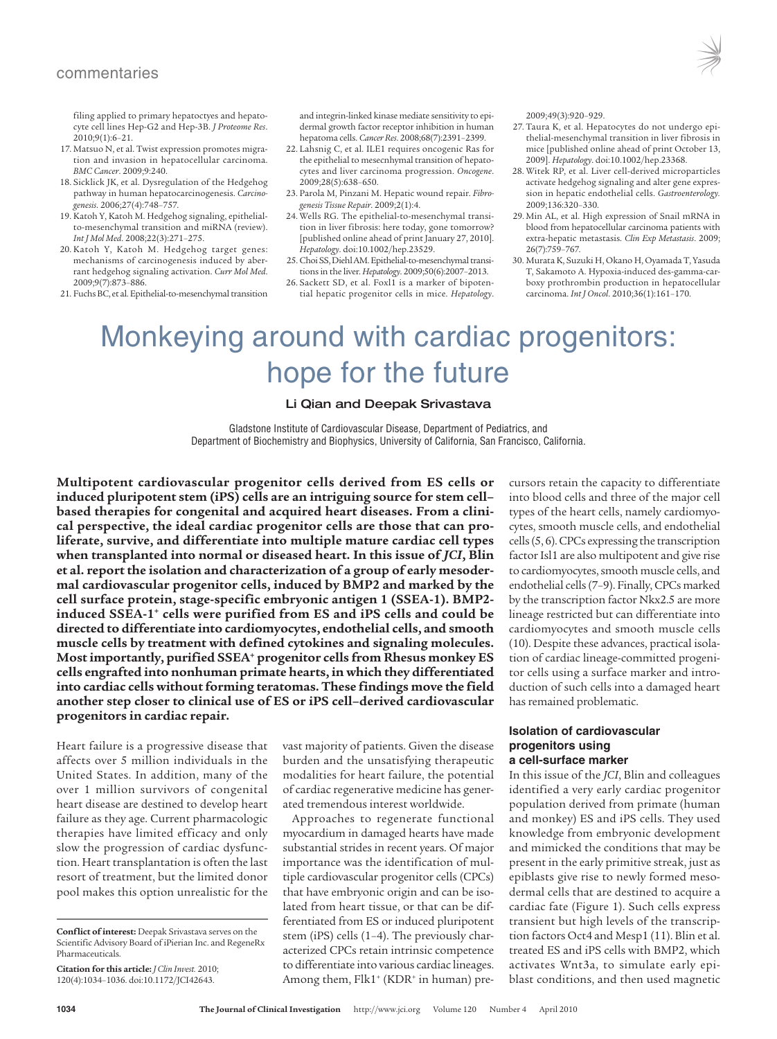filing applied to primary hepatoctyes and hepatocyte cell lines Hep-G2 and Hep-3B. *J Proteome Res*. 2010;9(1):6–21.
17. Matsuo N, et al. Twist expression promotes migration and invasion in hepatocellular carcinoma. *BMC Cancer*. 2009;9:240.
18. Sicklick JK, et al. Dysregulation of the Hedgehog pathway in human hepatocarcinogenesis. *Carcinogenesis*. 2006;27(4):748–757.
19. Katoh Y, Katoh M. Hedgehog signaling, epithelial-to-mesenchymal transition and miRNA (review). *Int J Mol Med*. 2008;22(3):271–275.
20. Katoh Y, Katoh M. Hedgehog target genes: mechanisms of carcinogenesis induced by aberrant hedgehog signaling activation. *Curr Mol Med*. 2009;9(7):873–886.
21. Fuchs BC, et al. Epithelial-to-mesenchymal transition and integrin-linked kinase mediate sensitivity to epidermal growth factor receptor inhibition in human hepatoma cells. *Cancer Res*. 2008;68(7):2391–2399.
22. Lahsnig C, et al. ILEI requires oncogenic Ras for the epithelial to mesecnhymal transition of hepatocytes and liver carcinoma progression. *Oncogene*. 2009;28(5):638–650.
23. Parola M, Pinzani M. Hepatic wound repair. *Fibrogenesis Tissue Repair*. 2009;2(1):4.
24. Wells RG. The epithelial-to-mesenchymal transition in liver fibrosis: here today, gone tomorrow? [published online ahead of print January 27, 2010]. *Hepatology*. doi:10.1002/hep.23529.
25. Choi SS, Diehl AM. Epithelial-to-mesenchymal transitions in the liver. *Hepatology*. 2009;50(6):2007–2013.
26. Sackett SD, et al. Foxl1 is a marker of bipotential hepatic progenitor cells in mice. *Hepatology*. 2009;49(3):920–929.
27. Taura K, et al. Hepatocytes do not undergo epithelial-mesenchymal transition in liver fibrosis in mice [published online ahead of print October 13, 2009]. *Hepatology*. doi:10.1002/hep.23368.
28. Witek RP, et al. Liver cell-derived microparticles activate hedgehog signaling and alter gene expression in hepatic endothelial cells. *Gastroenterology*. 2009;136:320–330.
29. Min AL, et al. High expression of Snail mRNA in blood from hepatocellular carcinoma patients with extra-hepatic metastasis. *Clin Exp Metastasis*. 2009; 26(7):759–767.
30. Murata K, Suzuki H, Okano H, Oyamada T, Yasuda T, Sakamoto A. Hypoxia-induced des-gamma-carboxy prothrombin production in hepatocellular carcinoma. *Int J Oncol*. 2010;36(1):161–170.

# Monkeying around with cardiac progenitors: hope for the future

**Li Qian and Deepak Srivastava**

Gladstone Institute of Cardiovascular Disease, Department of Pediatrics, and Department of Biochemistry and Biophysics, University of California, San Francisco, California.

**Multipotent cardiovascular progenitor cells derived from ES cells or induced pluripotent stem (iPS) cells are an intriguing source for stem cell–based therapies for congenital and acquired heart diseases. From a clinical perspective, the ideal cardiac progenitor cells are those that can proliferate, survive, and differentiate into multiple mature cardiac cell types when transplanted into normal or diseased heart. In this issue of *JCI*, Blin et al. report the isolation and characterization of a group of early mesodermal cardiovascular progenitor cells, induced by BMP2 and marked by the cell surface protein, stage-specific embryonic antigen 1 (SSEA-1). BMP2-induced SSEA-1⁺ cells were purified from ES and iPS cells and could be directed to differentiate into cardiomyocytes, endothelial cells, and smooth muscle cells by treatment with defined cytokines and signaling molecules. Most importantly, purified SSEA⁺ progenitor cells from Rhesus monkey ES cells engrafted into nonhuman primate hearts, in which they differentiated into cardiac cells without forming teratomas. These findings move the field another step closer to clinical use of ES or iPS cell–derived cardiovascular progenitors in cardiac repair.**

Heart failure is a progressive disease that affects over 5 million individuals in the United States. In addition, many of the over 1 million survivors of congenital heart disease are destined to develop heart failure as they age. Current pharmacologic therapies have limited efficacy and only slow the progression of cardiac dysfunction. Heart transplantation is often the last resort of treatment, but the limited donor pool makes this option unrealistic for the vast majority of patients. Given the disease burden and the unsatisfying therapeutic modalities for heart failure, the potential of cardiac regenerative medicine has generated tremendous interest worldwide.

Approaches to regenerate functional myocardium in damaged hearts have made substantial strides in recent years. Of major importance was the identification of multiple cardiovascular progenitor cells (CPCs) that have embryonic origin and can be isolated from heart tissue, or that can be differentiated from ES or induced pluripotent stem (iPS) cells (1–4). The previously characterized CPCs retain intrinsic competence to differentiate into various cardiac lineages. Among them, Flk1⁺ (KDR⁺ in human) precursors retain the capacity to differentiate into blood cells and three of the major cell types of the heart cells, namely cardiomyocytes, smooth muscle cells, and endothelial cells (5, 6). CPCs expressing the transcription factor Isl1 are also multipotent and give rise to cardiomyocytes, smooth muscle cells, and endothelial cells (7–9). Finally, CPCs marked by the transcription factor Nkx2.5 are more lineage restricted but can differentiate into cardiomyocytes and smooth muscle cells (10). Despite these advances, practical isolation of cardiac lineage-committed progenitor cells using a surface marker and introduction of such cells into a damaged heart has remained problematic.

**Conflict of interest:** Deepak Srivastava serves on the Scientific Advisory Board of iPierian Inc. and RegeneRx Pharmaceuticals.

**Citation for this article:** *J Clin Invest*. 2010; 120(4):1034–1036. doi:10.1172/JCI42643.

### Isolation of cardiovascular progenitors using a cell-surface marker

In this issue of the *JCI*, Blin and colleagues identified a very early cardiac progenitor population derived from primate (human and monkey) ES and iPS cells. They used knowledge from embryonic development and mimicked the conditions that may be present in the early primitive streak, just as epiblasts give rise to newly formed mesodermal cells that are destined to acquire a cardiac fate (Figure 1). Such cells express transient but high levels of the transcription factors Oct4 and Mesp1 (11). Blin et al. treated ES and iPS cells with BMP2, which activates Wnt3a, to simulate early epiblast conditions, and then used magnetic